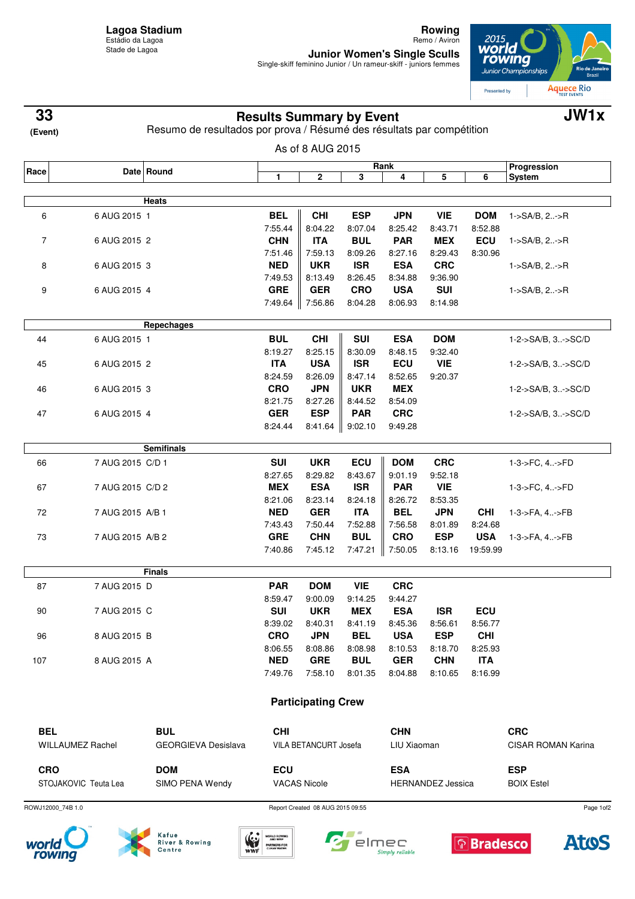**Lagoa Stadium**
Estádio da Lagoa
Stade de Lagoa

**Rowing**
Remo / Aviron

**Junior Women's Single Sculls**
Single-skiff feminino Junior / Un rameur-skiff - juniors femmes

**33** (Event)

# Results Summary by Event

Resumo de resultados por prova / Résumé des résultats par compétition

**JW1x**

As of 8 AUG 2015

| Race | Date | Round | Rank 1 | 2 | 3 | 4 | 5 | 6 | Progression System |
|---|---|---|---|---|---|---|---|---|---|
| | | **Heats** | | | | | | | |
| 6 | 6 AUG 2015 | 1 | **BEL** 7:55.44 | **CHI** 8:04.22 | **ESP** 8:07.04 | **JPN** 8:25.42 | **VIE** 8:43.71 | **DOM** 8:52.88 | 1->SA/B, 2..->R |
| 7 | 6 AUG 2015 | 2 | **CHN** 7:51.46 | **ITA** 7:59.13 | **BUL** 8:09.26 | **PAR** 8:27.16 | **MEX** 8:29.43 | **ECU** 8:30.96 | 1->SA/B, 2..->R |
| 8 | 6 AUG 2015 | 3 | **NED** 7:49.53 | **UKR** 8:13.49 | **ISR** 8:26.45 | **ESA** 8:34.88 | **CRC** 9:36.90 | | 1->SA/B, 2..->R |
| 9 | 6 AUG 2015 | 4 | **GRE** 7:49.64 | **GER** 7:56.86 | **CRO** 8:04.28 | **USA** 8:06.93 | **SUI** 8:14.98 | | 1->SA/B, 2..->R |
| | | **Repechages** | | | | | | | |
| 44 | 6 AUG 2015 | 1 | **BUL** 8:19.27 | **CHI** 8:25.15 | **SUI** 8:30.09 | **ESA** 8:48.15 | **DOM** 9:32.40 | | 1-2->SA/B, 3..->SC/D |
| 45 | 6 AUG 2015 | 2 | **ITA** 8:24.59 | **USA** 8:26.09 | **ISR** 8:47.14 | **ECU** 8:52.65 | **VIE** 9:20.37 | | 1-2->SA/B, 3..->SC/D |
| 46 | 6 AUG 2015 | 3 | **CRO** 8:21.75 | **JPN** 8:27.26 | **UKR** 8:44.52 | **MEX** 8:54.09 | | | 1-2->SA/B, 3..->SC/D |
| 47 | 6 AUG 2015 | 4 | **GER** 8:24.44 | **ESP** 8:41.64 | **PAR** 9:02.10 | **CRC** 9:49.28 | | | 1-2->SA/B, 3..->SC/D |
| | | **Semifinals** | | | | | | | |
| 66 | 7 AUG 2015 | C/D 1 | **SUI** 8:27.65 | **UKR** 8:29.82 | **ECU** 8:43.67 | **DOM** 9:01.19 | **CRC** 9:52.18 | | 1-3->FC, 4..->FD |
| 67 | 7 AUG 2015 | C/D 2 | **MEX** 8:21.06 | **ESA** 8:23.14 | **ISR** 8:24.18 | **PAR** 8:26.72 | **VIE** 8:53.35 | | 1-3->FC, 4..->FD |
| 72 | 7 AUG 2015 | A/B 1 | **NED** 7:43.43 | **GER** 7:50.44 | **ITA** 7:52.88 | **BEL** 7:56.58 | **JPN** 8:01.89 | **CHI** 8:24.68 | 1-3->FA, 4..->FB |
| 73 | 7 AUG 2015 | A/B 2 | **GRE** 7:40.86 | **CHN** 7:45.12 | **BUL** 7:47.21 | **CRO** 7:50.05 | **ESP** 8:13.16 | **USA** 19:59.99 | 1-3->FA, 4..->FB |
| | | **Finals** | | | | | | | |
| 87 | 7 AUG 2015 | D | **PAR** 8:59.47 | **DOM** 9:00.09 | **VIE** 9:14.25 | **CRC** 9:44.27 | | | |
| 90 | 7 AUG 2015 | C | **SUI** 8:39.02 | **UKR** 8:40.31 | **MEX** 8:41.19 | **ESA** 8:45.36 | **ISR** 8:56.61 | **ECU** 8:56.77 | |
| 96 | 8 AUG 2015 | B | **CRO** 8:06.55 | **JPN** 8:08.86 | **BEL** 8:08.98 | **USA** 8:10.53 | **ESP** 8:18.70 | **CHI** 8:25.93 | |
| 107 | 8 AUG 2015 | A | **NED** 7:49.76 | **GRE** 7:58.10 | **BUL** 8:01.35 | **GER** 8:04.88 | **CHN** 8:10.65 | **ITA** 8:16.99 | |

## Participating Crew

**BEL**
WILLAUMEZ Rachel

**BUL**
GEORGIEVA Desislava

**CHI**
VILA BETANCURT Josefa

**CHN**
LIU Xiaoman

**CRC**
CISAR ROMAN Karina

**CRO**
STOJAKOVIC Teuta Lea

**DOM**
SIMO PENA Wendy

**ECU**
VACAS Nicole

**ESA**
HERNANDEZ Jessica

**ESP**
BOIX Estel

ROWJ12000_74B 1.0    Report Created 08 AUG 2015 09:55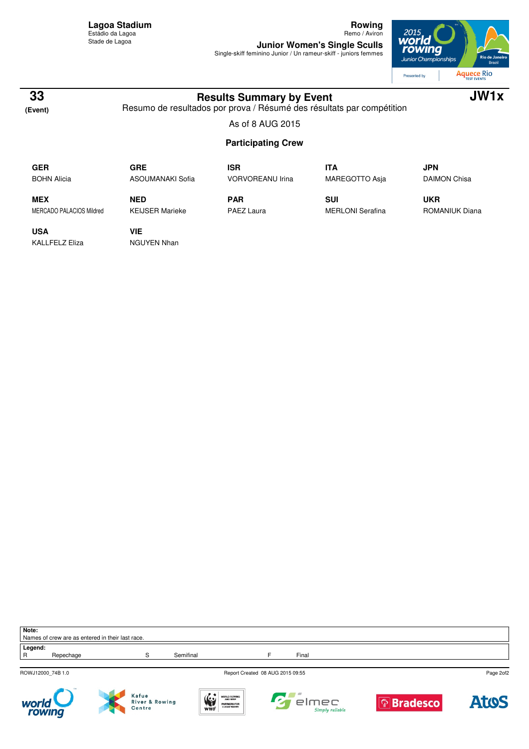# Results Summary by Event

Resumo de resultados por prova / Résumé des résultats par compétition

As of 8 AUG 2015

**33** (Event) — **JW1x**

## Participating Crew

| | | | | |
|---|---|---|---|---|
| **GER** | **GRE** | **ISR** | **ITA** | **JPN** |
| BOHN Alicia | ASOUMANAKI Sofia | VORVOREANU Irina | MAREGOTTO Asja | DAIMON Chisa |
| **MEX** | **NED** | **PAR** | **SUI** | **UKR** |
| MERCADO PALACIOS Mildred | KEIJSER Marieke | PAEZ Laura | MERLONI Serafina | ROMANIUK Diana |
| **USA** | **VIE** | | | |
| KALLFELZ Eliza | NGUYEN Nhan | | | |

**Note:**
Names of crew are as entered in their last race.

**Legend:**
R Repechage S Semifinal F Final

ROWJ12000_74B 1.0 Report Created 08 AUG 2015 09:55